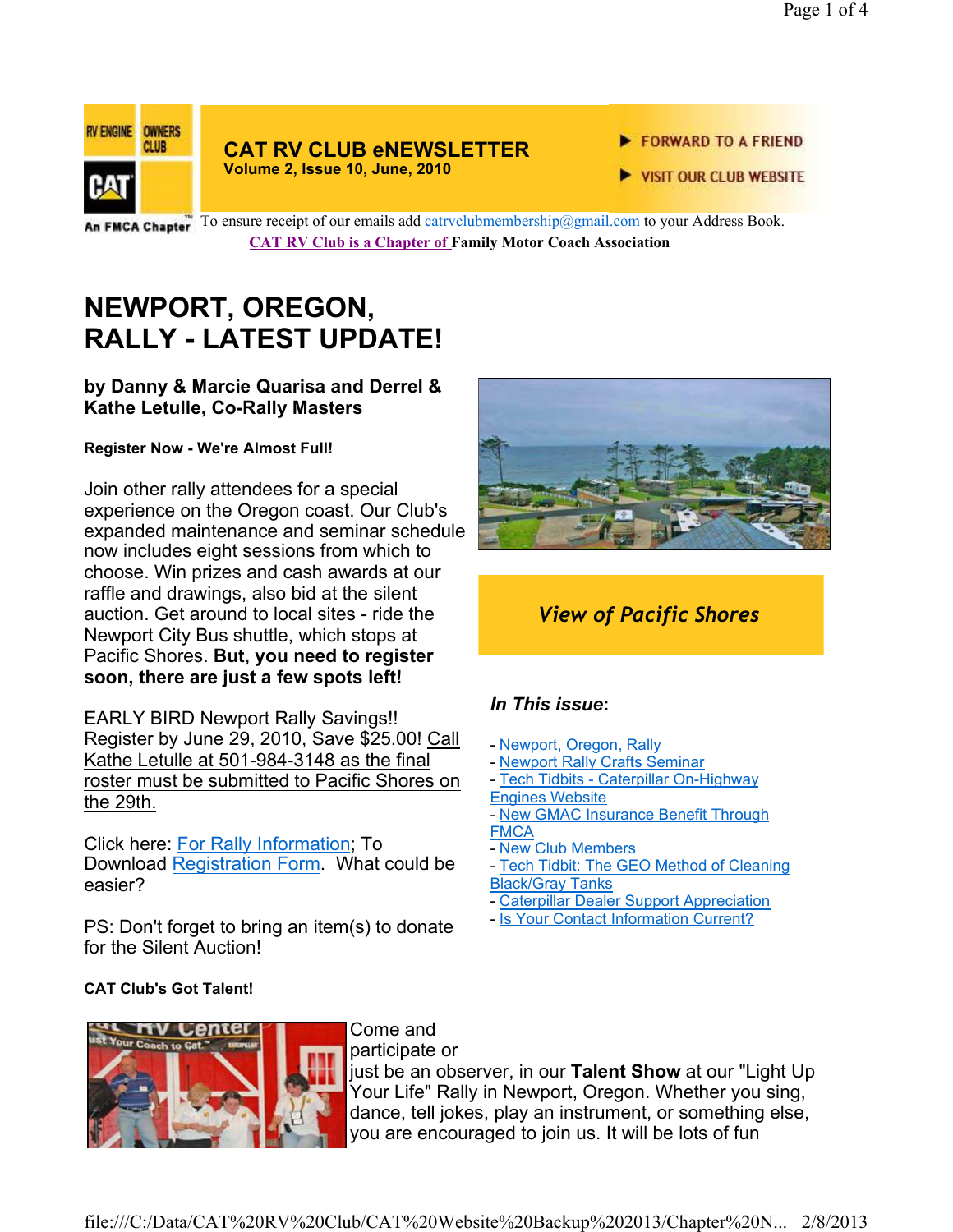RV ENGINE OWNERS CLUB

CAT

An FMCA Chapter

**CAT RV CLUB eNEWSLETTER**
**Volume 2, Issue 10, June, 2010**

FORWARD TO A FRIEND

VISIT OUR CLUB WEBSITE

To ensure receipt of our emails add catrvclubmembership@gmail.com to your Address Book.

**CAT RV Club is a Chapter of Family Motor Coach Association**

# NEWPORT, OREGON, RALLY - LATEST UPDATE!

**by Danny & Marcie Quarisa and Derrel & Kathe Letulle, Co-Rally Masters**

**Register Now - We're Almost Full!**

Join other rally attendees for a special experience on the Oregon coast. Our Club's expanded maintenance and seminar schedule now includes eight sessions from which to choose. Win prizes and cash awards at our raffle and drawings, also bid at the silent auction. Get around to local sites - ride the Newport City Bus shuttle, which stops at Pacific Shores. **But, you need to register soon, there are just a few spots left!**

EARLY BIRD Newport Rally Savings!! Register by June 29, 2010, Save $25.00! Call Kathe Letulle at 501-984-3148 as the final roster must be submitted to Pacific Shores on the 29th.

Click here: For Rally Information; To Download Registration Form. What could be easier?

PS: Don't forget to bring an item(s) to donate for the Silent Auction!

*View of Pacific Shores*

***In This issue*:**

- Newport, Oregon, Rally
- Newport Rally Crafts Seminar
- Tech Tidbits - Caterpillar On-Highway Engines Website
- New GMAC Insurance Benefit Through FMCA
- New Club Members
- Tech Tidbit: The GEO Method of Cleaning Black/Gray Tanks
- Caterpillar Dealer Support Appreciation
- Is Your Contact Information Current?

**CAT Club's Got Talent!**

Come and participate or just be an observer, in our **Talent Show** at our "Light Up Your Life" Rally in Newport, Oregon. Whether you sing, dance, tell jokes, play an instrument, or something else, you are encouraged to join us. It will be lots of fun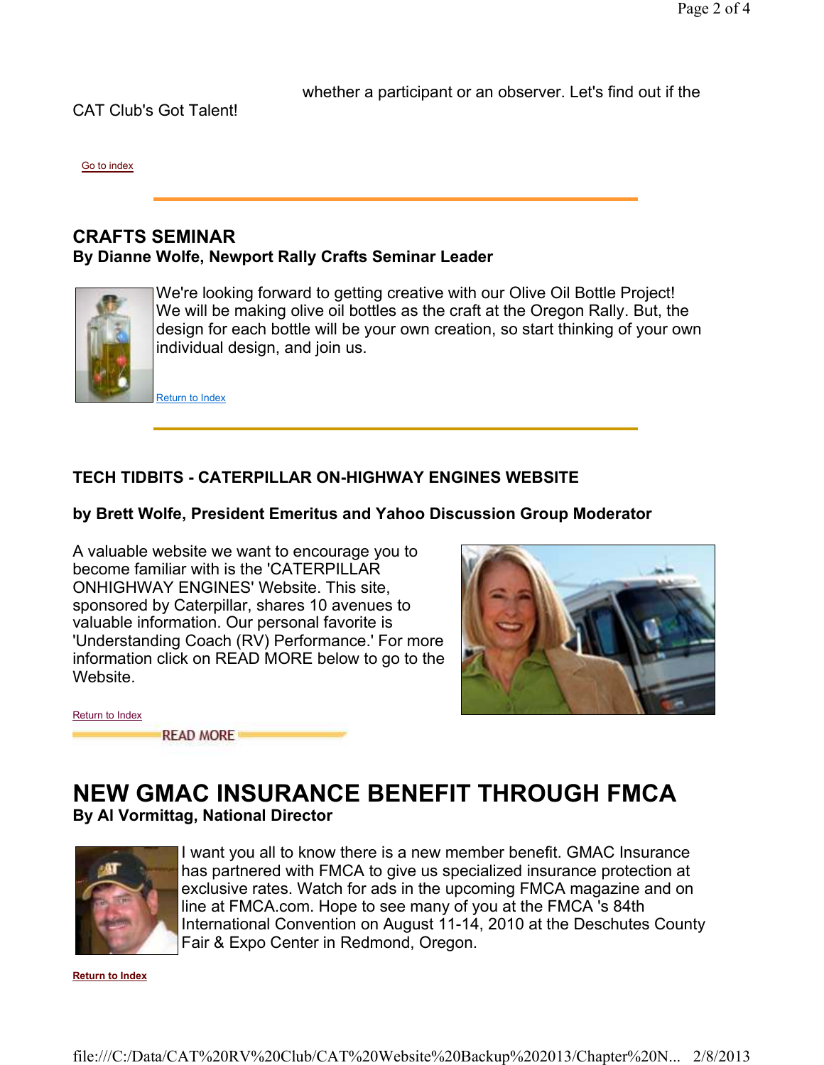whether a participant or an observer. Let's find out if the CAT Club's Got Talent!

Go to index

---

## CRAFTS SEMINAR
**By Dianne Wolfe, Newport Rally Crafts Seminar Leader**

We're looking forward to getting creative with our Olive Oil Bottle Project! We will be making olive oil bottles as the craft at the Oregon Rally. But, the design for each bottle will be your own creation, so start thinking of your own individual design, and join us.

Return to Index

---

### TECH TIDBITS - CATERPILLAR ON-HIGHWAY ENGINES WEBSITE

**by Brett Wolfe, President Emeritus and Yahoo Discussion Group Moderator**

A valuable website we want to encourage you to become familiar with is the 'CATERPILLAR ONHIGHWAY ENGINES' Website. This site, sponsored by Caterpillar, shares 10 avenues to valuable information. Our personal favorite is 'Understanding Coach (RV) Performance.' For more information click on READ MORE below to go to the Website.

Return to Index

READ MORE

# NEW GMAC INSURANCE BENEFIT THROUGH FMCA
**By Al Vormittag, National Director**

I want you all to know there is a new member benefit. GMAC Insurance has partnered with FMCA to give us specialized insurance protection at exclusive rates. Watch for ads in the upcoming FMCA magazine and on line at FMCA.com. Hope to see many of you at the FMCA 's 84th International Convention on August 11-14, 2010 at the Deschutes County Fair & Expo Center in Redmond, Oregon.

**Return to Index**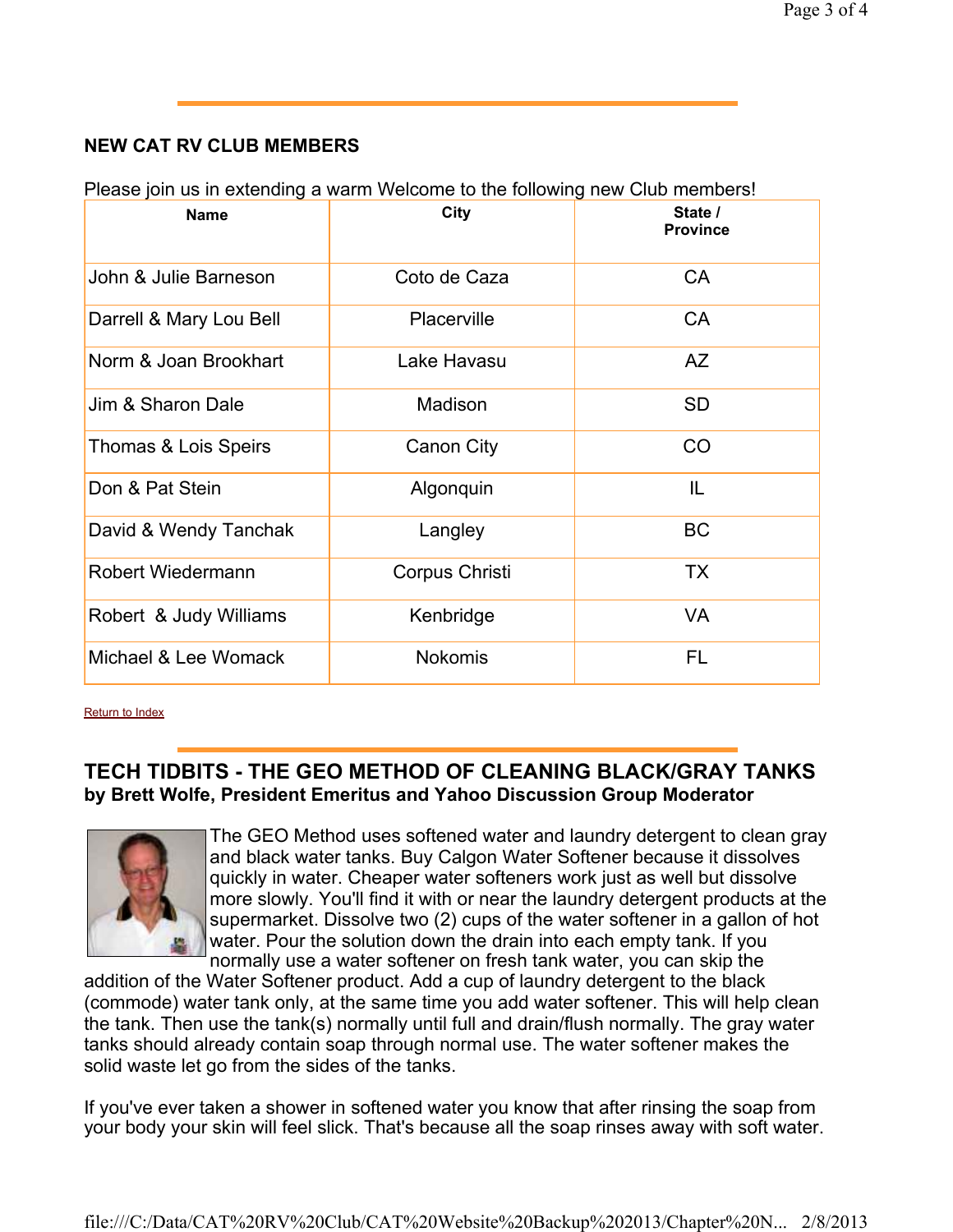## NEW CAT RV CLUB MEMBERS

Please join us in extending a warm Welcome to the following new Club members!

| Name | City | State / Province |
|---|---|---|
| John & Julie Barneson | Coto de Caza | CA |
| Darrell & Mary Lou Bell | Placerville | CA |
| Norm & Joan Brookhart | Lake Havasu | AZ |
| Jim & Sharon Dale | Madison | SD |
| Thomas & Lois Speirs | Canon City | CO |
| Don & Pat Stein | Algonquin | IL |
| David & Wendy Tanchak | Langley | BC |
| Robert Wiedermann | Corpus Christi | TX |
| Robert & Judy Williams | Kenbridge | VA |
| Michael & Lee Womack | Nokomis | FL |

Return to Index

## TECH TIDBITS - THE GEO METHOD OF CLEANING BLACK/GRAY TANKS

**by Brett Wolfe, President Emeritus and Yahoo Discussion Group Moderator**

The GEO Method uses softened water and laundry detergent to clean gray and black water tanks. Buy Calgon Water Softener because it dissolves quickly in water. Cheaper water softeners work just as well but dissolve more slowly. You'll find it with or near the laundry detergent products at the supermarket. Dissolve two (2) cups of the water softener in a gallon of hot water. Pour the solution down the drain into each empty tank. If you normally use a water softener on fresh tank water, you can skip the addition of the Water Softener product. Add a cup of laundry detergent to the black (commode) water tank only, at the same time you add water softener. This will help clean the tank. Then use the tank(s) normally until full and drain/flush normally. The gray water tanks should already contain soap through normal use. The water softener makes the solid waste let go from the sides of the tanks.

If you've ever taken a shower in softened water you know that after rinsing the soap from your body your skin will feel slick. That's because all the soap rinses away with soft water.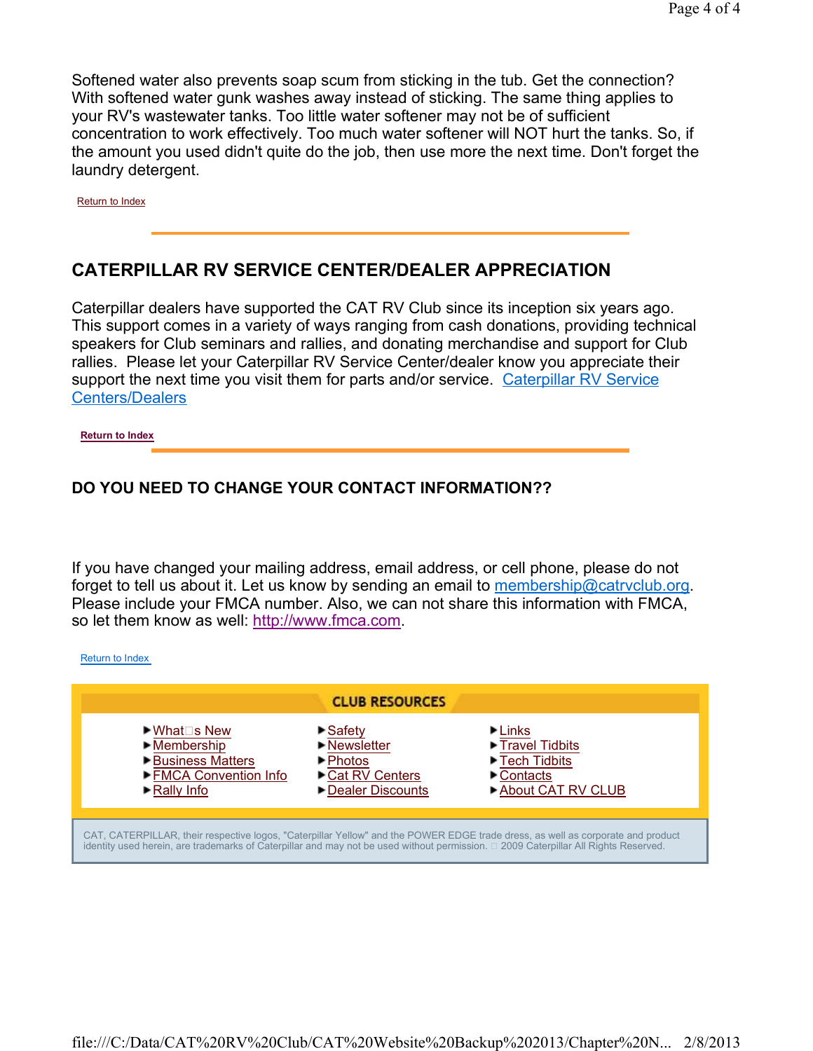Softened water also prevents soap scum from sticking in the tub. Get the connection? With softened water gunk washes away instead of sticking. The same thing applies to your RV's wastewater tanks. Too little water softener may not be of sufficient concentration to work effectively. Too much water softener will NOT hurt the tanks. So, if the amount you used didn't quite do the job, then use more the next time. Don't forget the laundry detergent.

Return to Index

## CATERPILLAR RV SERVICE CENTER/DEALER APPRECIATION

Caterpillar dealers have supported the CAT RV Club since its inception six years ago. This support comes in a variety of ways ranging from cash donations, providing technical speakers for Club seminars and rallies, and donating merchandise and support for Club rallies. Please let your Caterpillar RV Service Center/dealer know you appreciate their support the next time you visit them for parts and/or service. Caterpillar RV Service Centers/Dealers

**Return to Index**

## DO YOU NEED TO CHANGE YOUR CONTACT INFORMATION??

If you have changed your mailing address, email address, or cell phone, please do not forget to tell us about it. Let us know by sending an email to membership@catrvclub.org. Please include your FMCA number. Also, we can not share this information with FMCA, so let them know as well: http://www.fmca.com.

Return to Index

**CLUB RESOURCES**

| | | |
|---|---|---|
| ▸What□s New | ▸Safety | ▸Links |
| ▸Membership | ▸Newsletter | ▸Travel Tidbits |
| ▸Business Matters | ▸Photos | ▸Tech Tidbits |
| ▸FMCA Convention Info | ▸Cat RV Centers | ▸Contacts |
| ▸Rally Info | ▸Dealer Discounts | ▸About CAT RV CLUB |

CAT, CATERPILLAR, their respective logos, "Caterpillar Yellow" and the POWER EDGE trade dress, as well as corporate and product identity used herein, are trademarks of Caterpillar and may not be used without permission. □ 2009 Caterpillar All Rights Reserved.